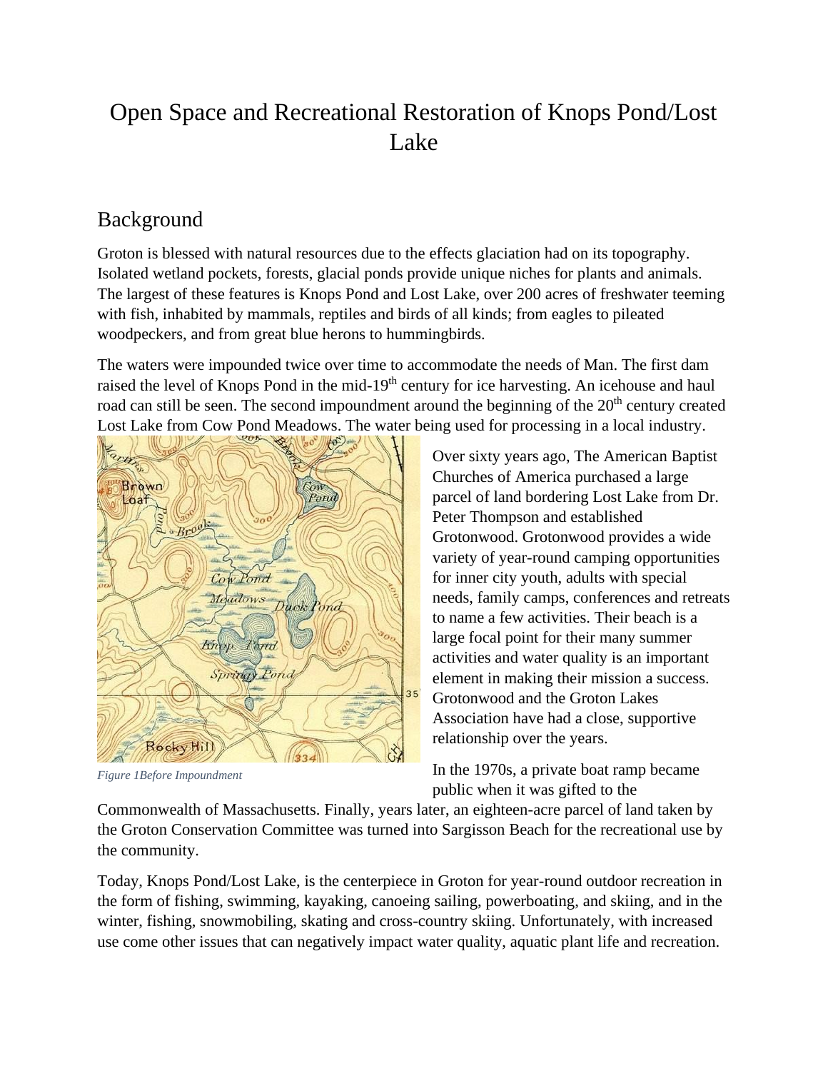# Open Space and Recreational Restoration of Knops Pond/Lost Lake

## Background

Groton is blessed with natural resources due to the effects glaciation had on its topography. Isolated wetland pockets, forests, glacial ponds provide unique niches for plants and animals. The largest of these features is Knops Pond and Lost Lake, over 200 acres of freshwater teeming with fish, inhabited by mammals, reptiles and birds of all kinds; from eagles to pileated woodpeckers, and from great blue herons to hummingbirds.

The waters were impounded twice over time to accommodate the needs of Man. The first dam raised the level of Knops Pond in the mid-19th century for ice harvesting. An icehouse and haul road can still be seen. The second impoundment around the beginning of the 20th century created Lost Lake from Cow Pond Meadows. The water being used for processing in a local industry.

*Figure 1Before Impoundment*

Over sixty years ago, The American Baptist Churches of America purchased a large parcel of land bordering Lost Lake from Dr. Peter Thompson and established Grotonwood. Grotonwood provides a wide variety of year-round camping opportunities for inner city youth, adults with special needs, family camps, conferences and retreats to name a few activities. Their beach is a large focal point for their many summer activities and water quality is an important element in making their mission a success. Grotonwood and the Groton Lakes Association have had a close, supportive relationship over the years.

In the 1970s, a private boat ramp became public when it was gifted to the Commonwealth of Massachusetts. Finally, years later, an eighteen-acre parcel of land taken by the Groton Conservation Committee was turned into Sargisson Beach for the recreational use by the community.

Today, Knops Pond/Lost Lake, is the centerpiece in Groton for year-round outdoor recreation in the form of fishing, swimming, kayaking, canoeing sailing, powerboating, and skiing, and in the winter, fishing, snowmobiling, skating and cross-country skiing. Unfortunately, with increased use come other issues that can negatively impact water quality, aquatic plant life and recreation.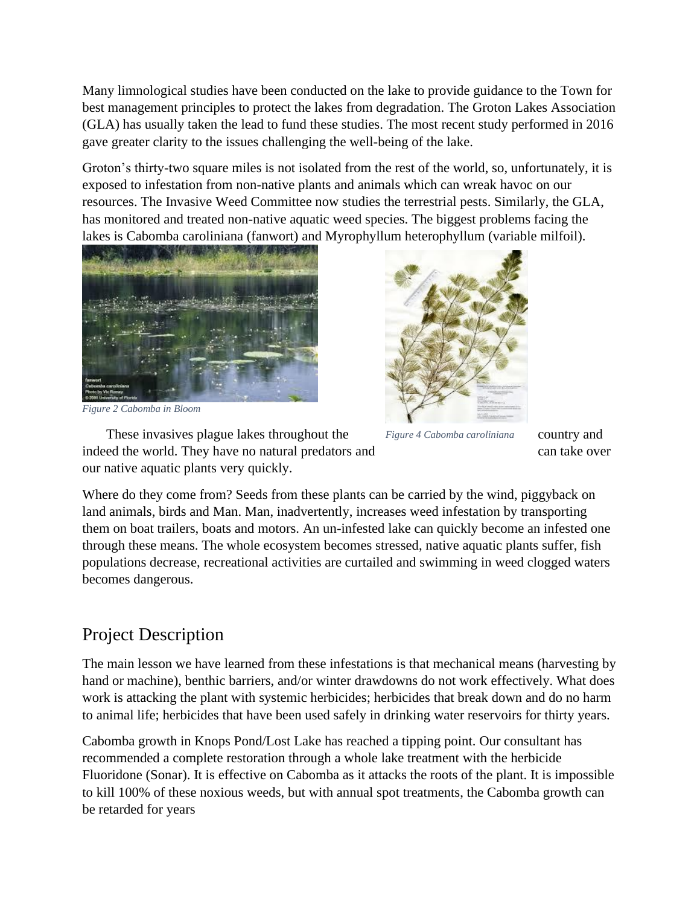Many limnological studies have been conducted on the lake to provide guidance to the Town for best management principles to protect the lakes from degradation. The Groton Lakes Association (GLA) has usually taken the lead to fund these studies. The most recent study performed in 2016 gave greater clarity to the issues challenging the well-being of the lake.

Groton's thirty-two square miles is not isolated from the rest of the world, so, unfortunately, it is exposed to infestation from non-native plants and animals which can wreak havoc on our resources. The Invasive Weed Committee now studies the terrestrial pests. Similarly, the GLA, has monitored and treated non-native aquatic weed species. The biggest problems facing the lakes is Cabomba caroliniana (fanwort) and Myrophyllum heterophyllum (variable milfoil).

*Figure 2 Cabomba in Bloom*

*Figure 4 Cabomba caroliniana*

These invasives plague lakes throughout the country and indeed the world. They have no natural predators and can take over our native aquatic plants very quickly.

Where do they come from? Seeds from these plants can be carried by the wind, piggyback on land animals, birds and Man. Man, inadvertently, increases weed infestation by transporting them on boat trailers, boats and motors. An un-infested lake can quickly become an infested one through these means. The whole ecosystem becomes stressed, native aquatic plants suffer, fish populations decrease, recreational activities are curtailed and swimming in weed clogged waters becomes dangerous.

## Project Description

The main lesson we have learned from these infestations is that mechanical means (harvesting by hand or machine), benthic barriers, and/or winter drawdowns do not work effectively. What does work is attacking the plant with systemic herbicides; herbicides that break down and do no harm to animal life; herbicides that have been used safely in drinking water reservoirs for thirty years.

Cabomba growth in Knops Pond/Lost Lake has reached a tipping point. Our consultant has recommended a complete restoration through a whole lake treatment with the herbicide Fluoridone (Sonar). It is effective on Cabomba as it attacks the roots of the plant. It is impossible to kill 100% of these noxious weeds, but with annual spot treatments, the Cabomba growth can be retarded for years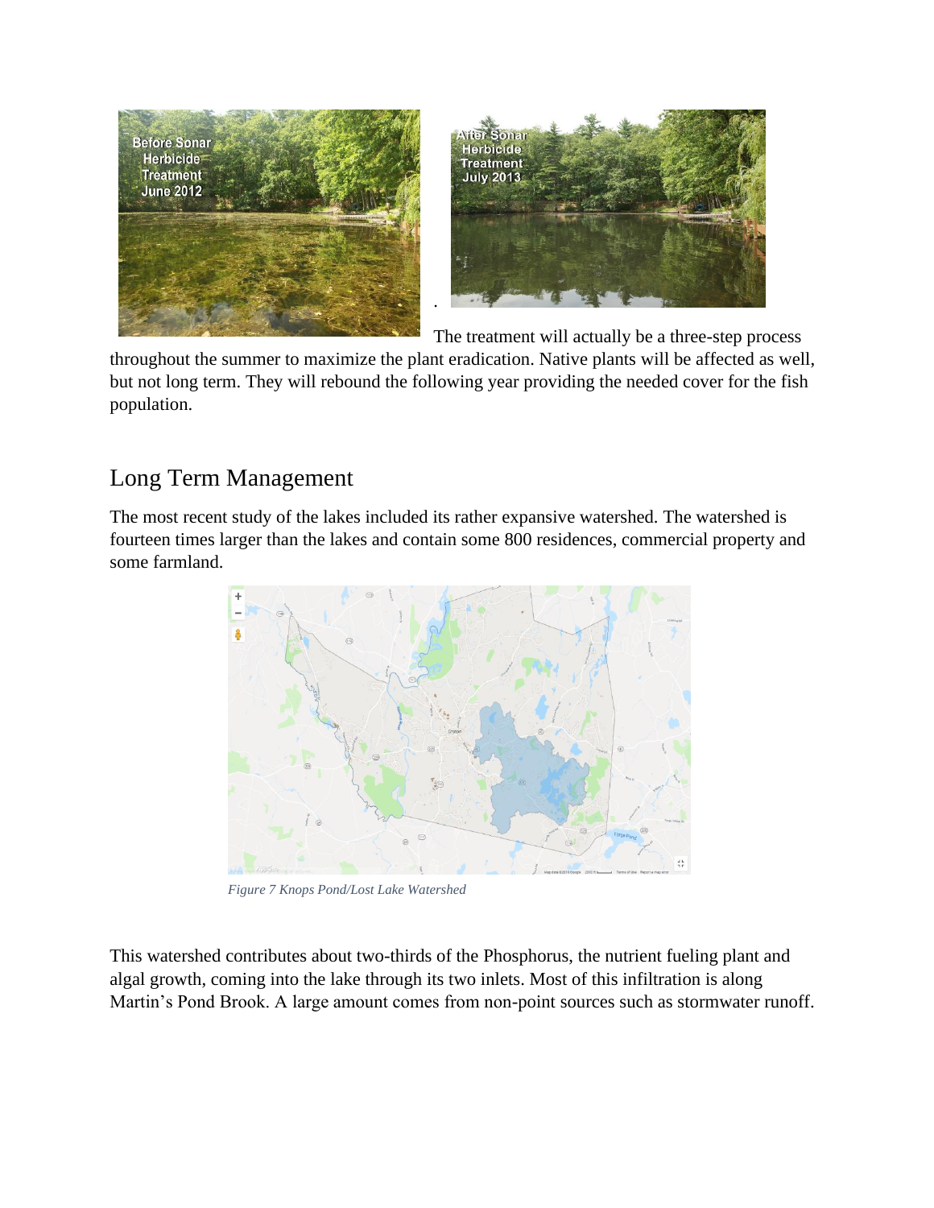The treatment will actually be a three-step process throughout the summer to maximize the plant eradication. Native plants will be affected as well, but not long term. They will rebound the following year providing the needed cover for the fish population.

## Long Term Management

The most recent study of the lakes included its rather expansive watershed. The watershed is fourteen times larger than the lakes and contain some 800 residences, commercial property and some farmland.

*Figure 7 Knops Pond/Lost Lake Watershed*

This watershed contributes about two-thirds of the Phosphorus, the nutrient fueling plant and algal growth, coming into the lake through its two inlets. Most of this infiltration is along Martin's Pond Brook. A large amount comes from non-point sources such as stormwater runoff.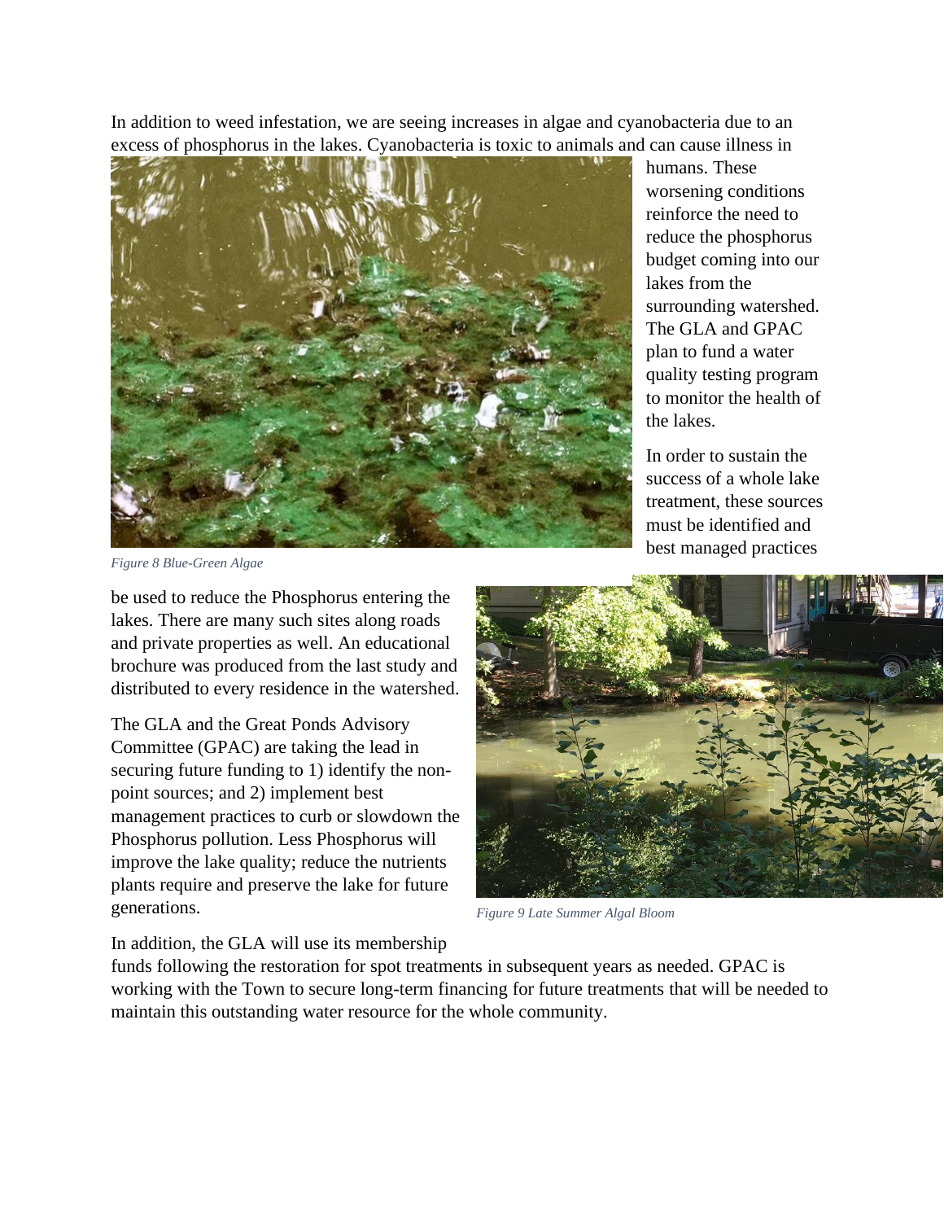In addition to weed infestation, we are seeing increases in algae and cyanobacteria due to an excess of phosphorus in the lakes. Cyanobacteria is toxic to animals and can cause illness in humans. These worsening conditions reinforce the need to reduce the phosphorus budget coming into our lakes from the surrounding watershed. The GLA and GPAC plan to fund a water quality testing program to monitor the health of the lakes.

*Figure 8 Blue-Green Algae*

In order to sustain the success of a whole lake treatment, these sources must be identified and best managed practices be used to reduce the Phosphorus entering the lakes. There are many such sites along roads and private properties as well. An educational brochure was produced from the last study and distributed to every residence in the watershed.

The GLA and the Great Ponds Advisory Committee (GPAC) are taking the lead in securing future funding to 1) identify the non-point sources; and 2) implement best management practices to curb or slowdown the Phosphorus pollution. Less Phosphorus will improve the lake quality; reduce the nutrients plants require and preserve the lake for future generations.

*Figure 9 Late Summer Algal Bloom*

In addition, the GLA will use its membership funds following the restoration for spot treatments in subsequent years as needed. GPAC is working with the Town to secure long-term financing for future treatments that will be needed to maintain this outstanding water resource for the whole community.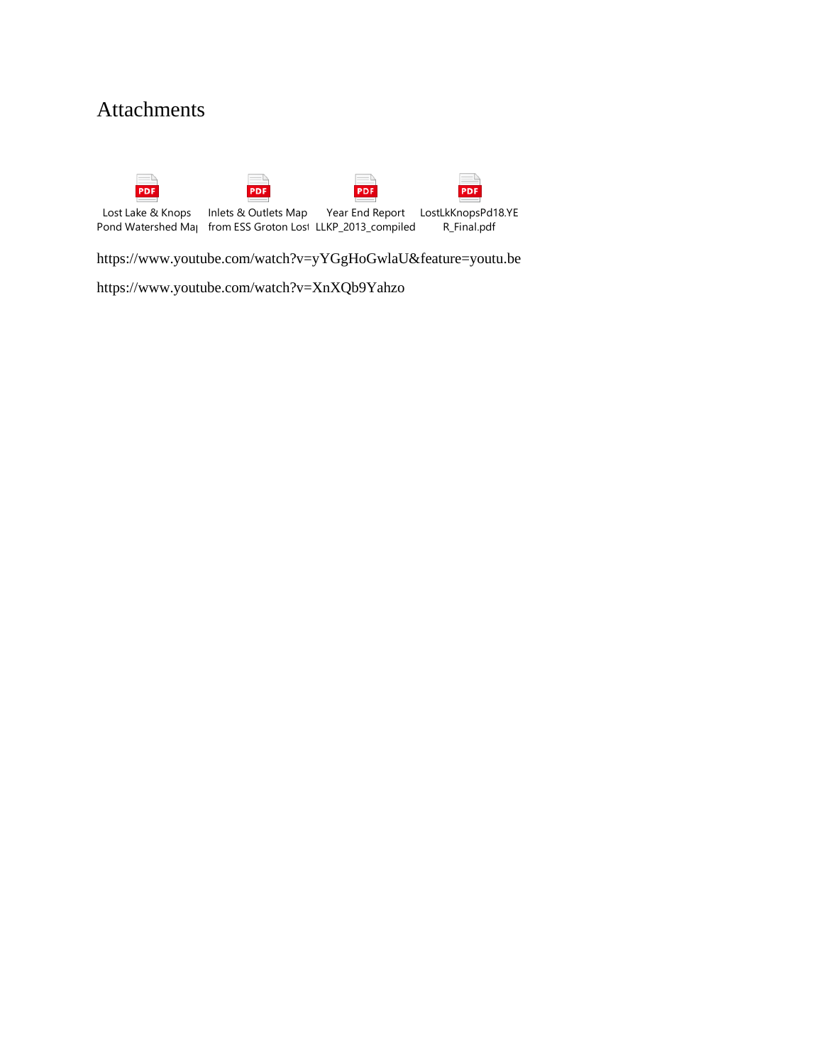# Attachments

PDF Lost Lake & Knops Pond Watershed Ma|

PDF Inlets & Outlets Map from ESS Groton Lost

PDF Year End Report LLKP_2013_compiled

PDF LostLkKnopsPd18.YER_Final.pdf

https://www.youtube.com/watch?v=yYGgHoGwlaU&feature=youtu.be

https://www.youtube.com/watch?v=XnXQb9Yahzo